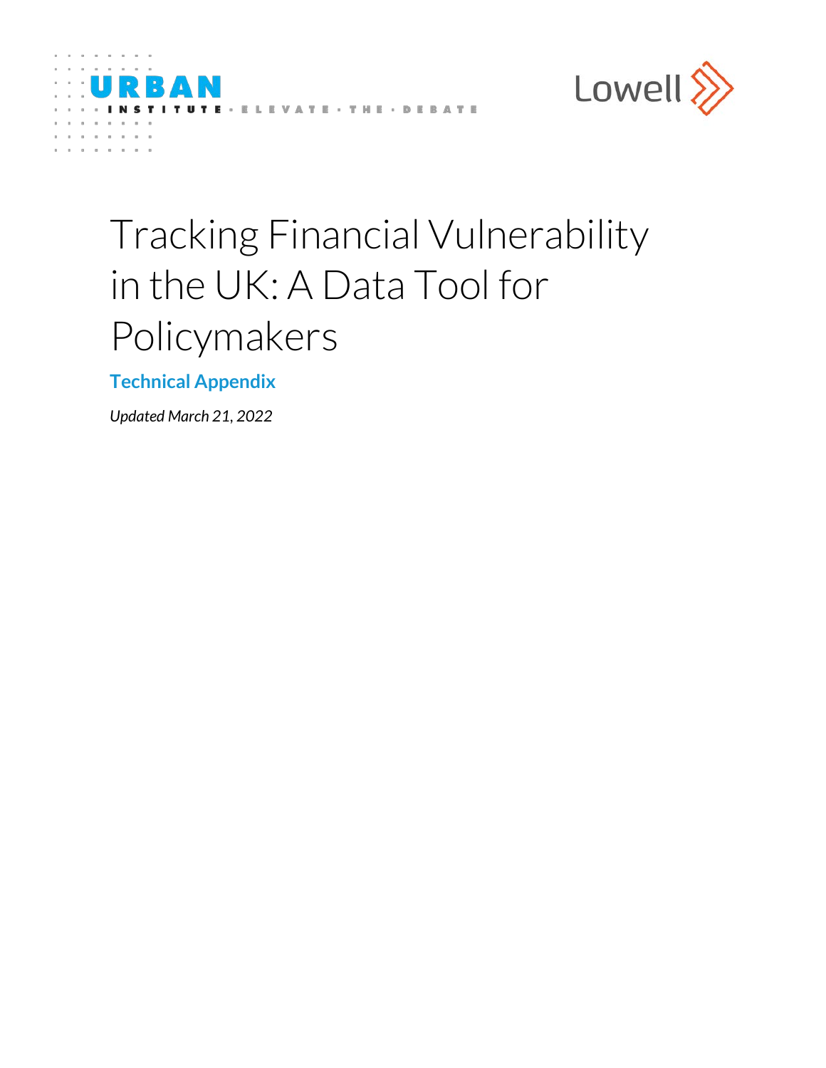URBAN INSTITUTE · ELEVATE · THE · DEBATE

Lowell

# Tracking Financial Vulnerability in the UK: A Data Tool for Policymakers

## Technical Appendix

*Updated March 21, 2022*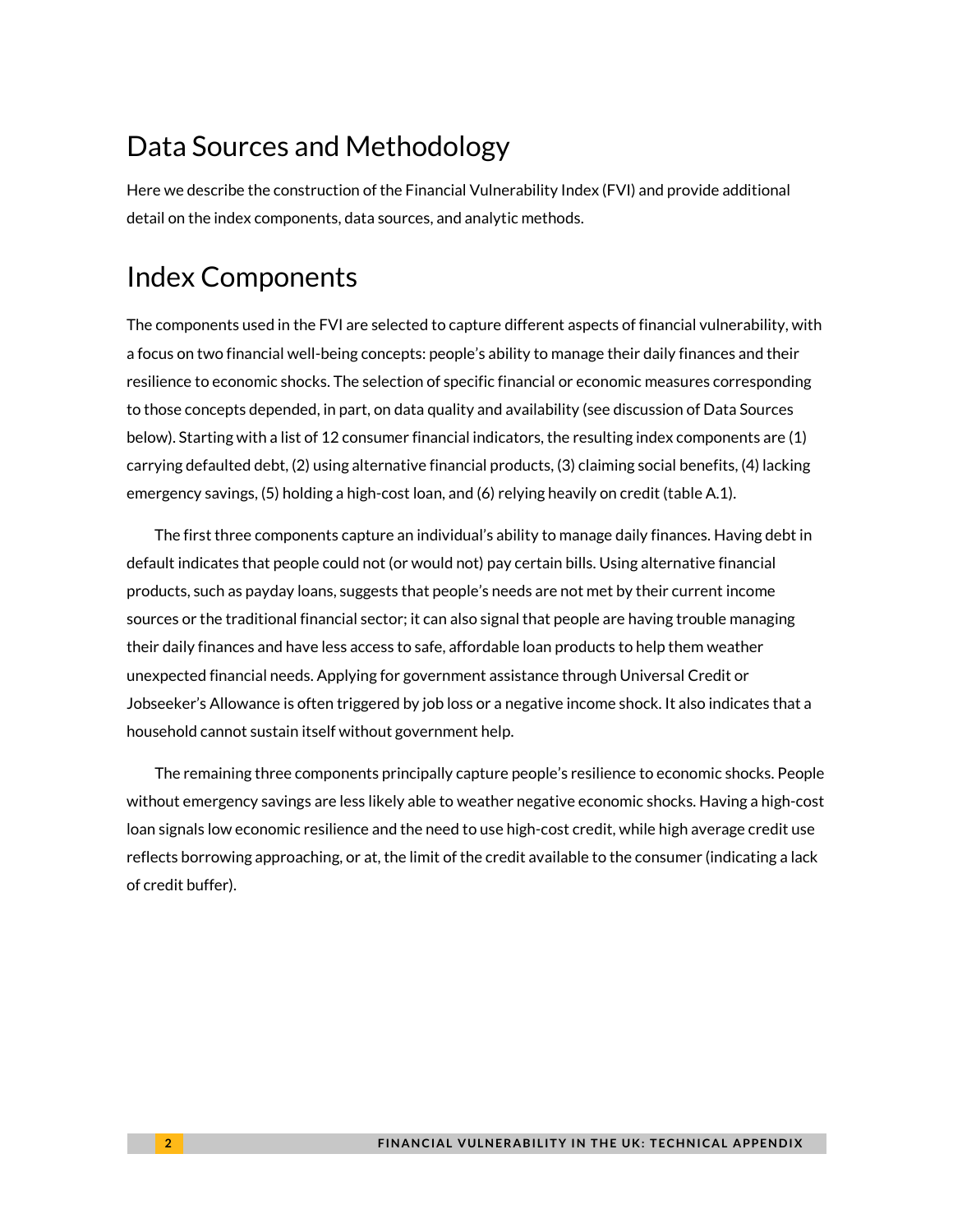# Data Sources and Methodology

Here we describe the construction of the Financial Vulnerability Index (FVI) and provide additional detail on the index components, data sources, and analytic methods.

# Index Components

The components used in the FVI are selected to capture different aspects of financial vulnerability, with a focus on two financial well-being concepts: people's ability to manage their daily finances and their resilience to economic shocks. The selection of specific financial or economic measures corresponding to those concepts depended, in part, on data quality and availability (see discussion of Data Sources below). Starting with a list of 12 consumer financial indicators, the resulting index components are (1) carrying defaulted debt, (2) using alternative financial products, (3) claiming social benefits, (4) lacking emergency savings, (5) holding a high-cost loan, and (6) relying heavily on credit (table A.1).

The first three components capture an individual's ability to manage daily finances. Having debt in default indicates that people could not (or would not) pay certain bills. Using alternative financial products, such as payday loans, suggests that people's needs are not met by their current income sources or the traditional financial sector; it can also signal that people are having trouble managing their daily finances and have less access to safe, affordable loan products to help them weather unexpected financial needs. Applying for government assistance through Universal Credit or Jobseeker's Allowance is often triggered by job loss or a negative income shock. It also indicates that a household cannot sustain itself without government help.

The remaining three components principally capture people's resilience to economic shocks. People without emergency savings are less likely able to weather negative economic shocks. Having a high-cost loan signals low economic resilience and the need to use high-cost credit, while high average credit use reflects borrowing approaching, or at, the limit of the credit available to the consumer (indicating a lack of credit buffer).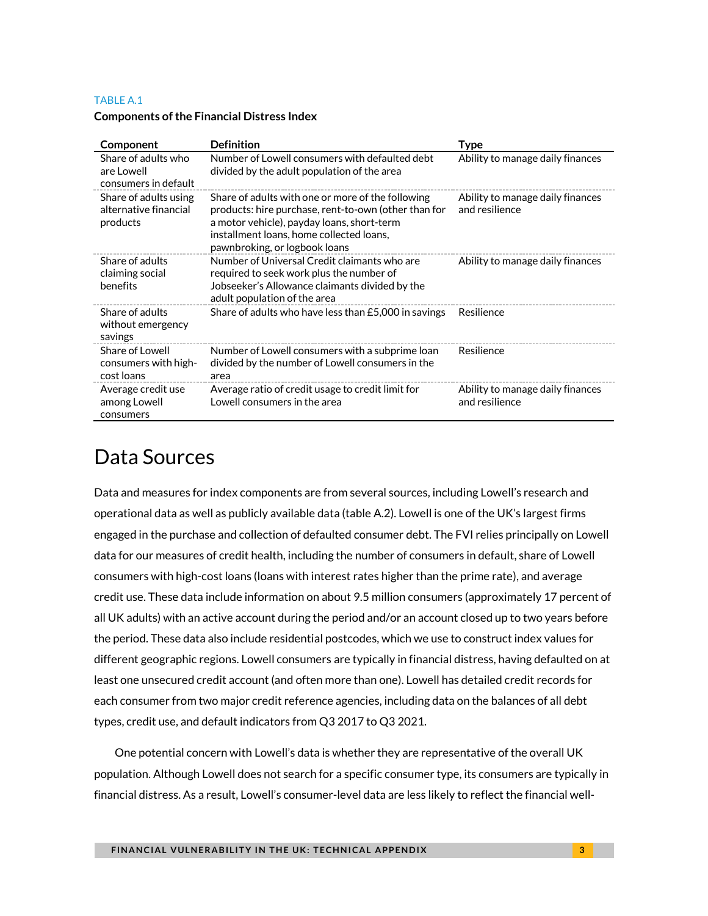TABLE A.1

**Components of the Financial Distress Index**

| Component | Definition | Type |
|---|---|---|
| Share of adults who are Lowell consumers in default | Number of Lowell consumers with defaulted debt divided by the adult population of the area | Ability to manage daily finances |
| Share of adults using alternative financial products | Share of adults with one or more of the following products: hire purchase, rent-to-own (other than for a motor vehicle), payday loans, short-term installment loans, home collected loans, pawnbroking, or logbook loans | Ability to manage daily finances and resilience |
| Share of adults claiming social benefits | Number of Universal Credit claimants who are required to seek work plus the number of Jobseeker's Allowance claimants divided by the adult population of the area | Ability to manage daily finances |
| Share of adults without emergency savings | Share of adults who have less than £5,000 in savings | Resilience |
| Share of Lowell consumers with high-cost loans | Number of Lowell consumers with a subprime loan divided by the number of Lowell consumers in the area | Resilience |
| Average credit use among Lowell consumers | Average ratio of credit usage to credit limit for Lowell consumers in the area | Ability to manage daily finances and resilience |

# Data Sources

Data and measures for index components are from several sources, including Lowell's research and operational data as well as publicly available data (table A.2). Lowell is one of the UK's largest firms engaged in the purchase and collection of defaulted consumer debt. The FVI relies principally on Lowell data for our measures of credit health, including the number of consumers in default, share of Lowell consumers with high-cost loans (loans with interest rates higher than the prime rate), and average credit use. These data include information on about 9.5 million consumers (approximately 17 percent of all UK adults) with an active account during the period and/or an account closed up to two years before the period. These data also include residential postcodes, which we use to construct index values for different geographic regions. Lowell consumers are typically in financial distress, having defaulted on at least one unsecured credit account (and often more than one). Lowell has detailed credit records for each consumer from two major credit reference agencies, including data on the balances of all debt types, credit use, and default indicators from Q3 2017 to Q3 2021.

One potential concern with Lowell's data is whether they are representative of the overall UK population. Although Lowell does not search for a specific consumer type, its consumers are typically in financial distress. As a result, Lowell's consumer-level data are less likely to reflect the financial well-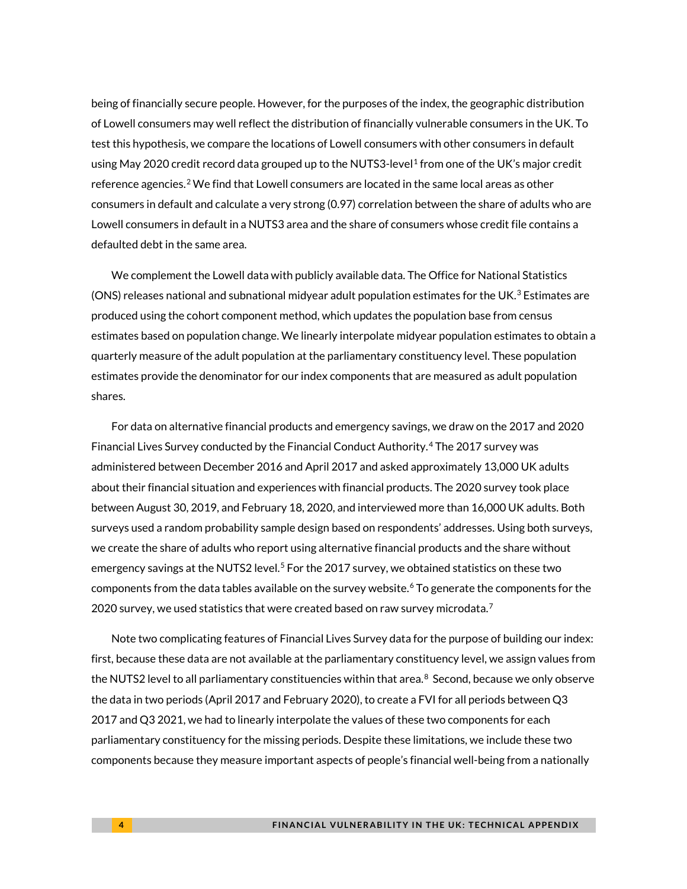being of financially secure people. However, for the purposes of the index, the geographic distribution of Lowell consumers may well reflect the distribution of financially vulnerable consumers in the UK. To test this hypothesis, we compare the locations of Lowell consumers with other consumers in default using May 2020 credit record data grouped up to the NUTS3-level[1] from one of the UK's major credit reference agencies.[2] We find that Lowell consumers are located in the same local areas as other consumers in default and calculate a very strong (0.97) correlation between the share of adults who are Lowell consumers in default in a NUTS3 area and the share of consumers whose credit file contains a defaulted debt in the same area.

We complement the Lowell data with publicly available data. The Office for National Statistics (ONS) releases national and subnational midyear adult population estimates for the UK.[3] Estimates are produced using the cohort component method, which updates the population base from census estimates based on population change. We linearly interpolate midyear population estimates to obtain a quarterly measure of the adult population at the parliamentary constituency level. These population estimates provide the denominator for our index components that are measured as adult population shares.

For data on alternative financial products and emergency savings, we draw on the 2017 and 2020 Financial Lives Survey conducted by the Financial Conduct Authority.[4] The 2017 survey was administered between December 2016 and April 2017 and asked approximately 13,000 UK adults about their financial situation and experiences with financial products. The 2020 survey took place between August 30, 2019, and February 18, 2020, and interviewed more than 16,000 UK adults. Both surveys used a random probability sample design based on respondents' addresses. Using both surveys, we create the share of adults who report using alternative financial products and the share without emergency savings at the NUTS2 level.[5] For the 2017 survey, we obtained statistics on these two components from the data tables available on the survey website.[6] To generate the components for the 2020 survey, we used statistics that were created based on raw survey microdata.[7]

Note two complicating features of Financial Lives Survey data for the purpose of building our index: first, because these data are not available at the parliamentary constituency level, we assign values from the NUTS2 level to all parliamentary constituencies within that area.[8] Second, because we only observe the data in two periods (April 2017 and February 2020), to create a FVI for all periods between Q3 2017 and Q3 2021, we had to linearly interpolate the values of these two components for each parliamentary constituency for the missing periods. Despite these limitations, we include these two components because they measure important aspects of people's financial well-being from a nationally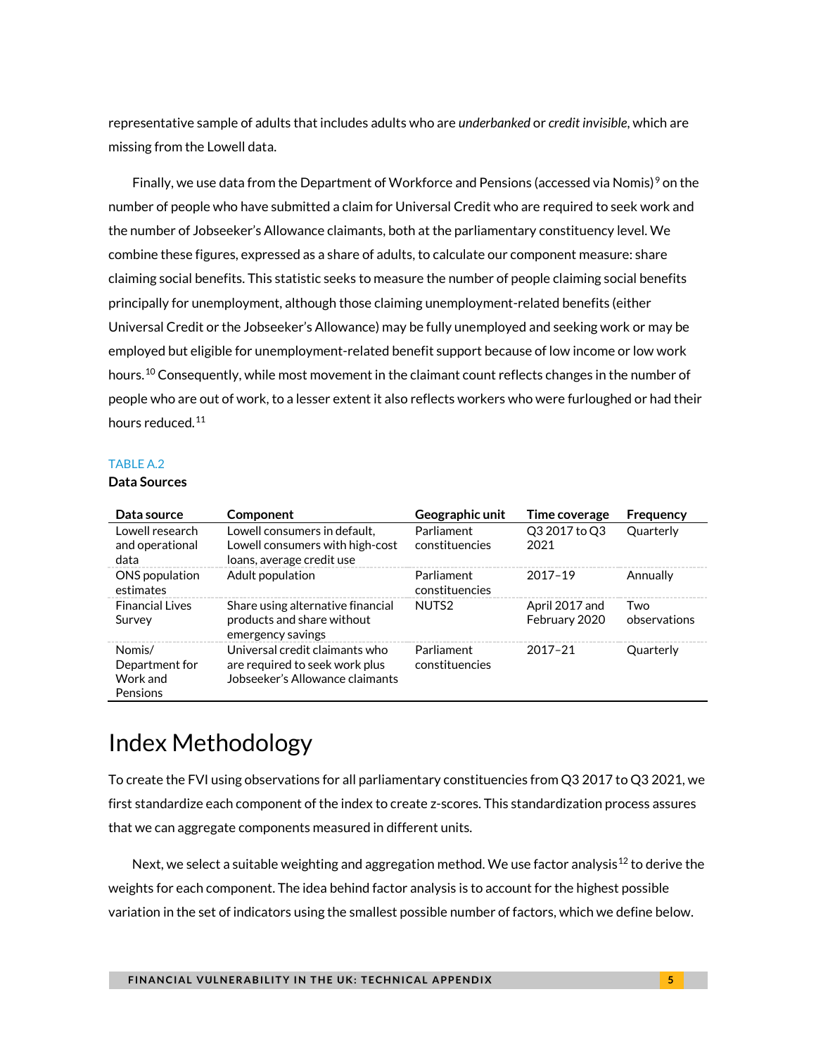representative sample of adults that includes adults who are *underbanked* or *credit invisible*, which are missing from the Lowell data.

Finally, we use data from the Department of Workforce and Pensions (accessed via Nomis)[9] on the number of people who have submitted a claim for Universal Credit who are required to seek work and the number of Jobseeker's Allowance claimants, both at the parliamentary constituency level. We combine these figures, expressed as a share of adults, to calculate our component measure: share claiming social benefits. This statistic seeks to measure the number of people claiming social benefits principally for unemployment, although those claiming unemployment-related benefits (either Universal Credit or the Jobseeker's Allowance) may be fully unemployed and seeking work or may be employed but eligible for unemployment-related benefit support because of low income or low work hours.[10] Consequently, while most movement in the claimant count reflects changes in the number of people who are out of work, to a lesser extent it also reflects workers who were furloughed or had their hours reduced.[11]

TABLE A.2

**Data Sources**

| Data source | Component | Geographic unit | Time coverage | Frequency |
|---|---|---|---|---|
| Lowell research and operational data | Lowell consumers in default, Lowell consumers with high-cost loans, average credit use | Parliament constituencies | Q3 2017 to Q3 2021 | Quarterly |
| ONS population estimates | Adult population | Parliament constituencies | 2017–19 | Annually |
| Financial Lives Survey | Share using alternative financial products and share without emergency savings | NUTS2 | April 2017 and February 2020 | Two observations |
| Nomis/ Department for Work and Pensions | Universal credit claimants who are required to seek work plus Jobseeker's Allowance claimants | Parliament constituencies | 2017–21 | Quarterly |

# Index Methodology

To create the FVI using observations for all parliamentary constituencies from Q3 2017 to Q3 2021, we first standardize each component of the index to create z-scores. This standardization process assures that we can aggregate components measured in different units.

Next, we select a suitable weighting and aggregation method. We use factor analysis[12] to derive the weights for each component. The idea behind factor analysis is to account for the highest possible variation in the set of indicators using the smallest possible number of factors, which we define below.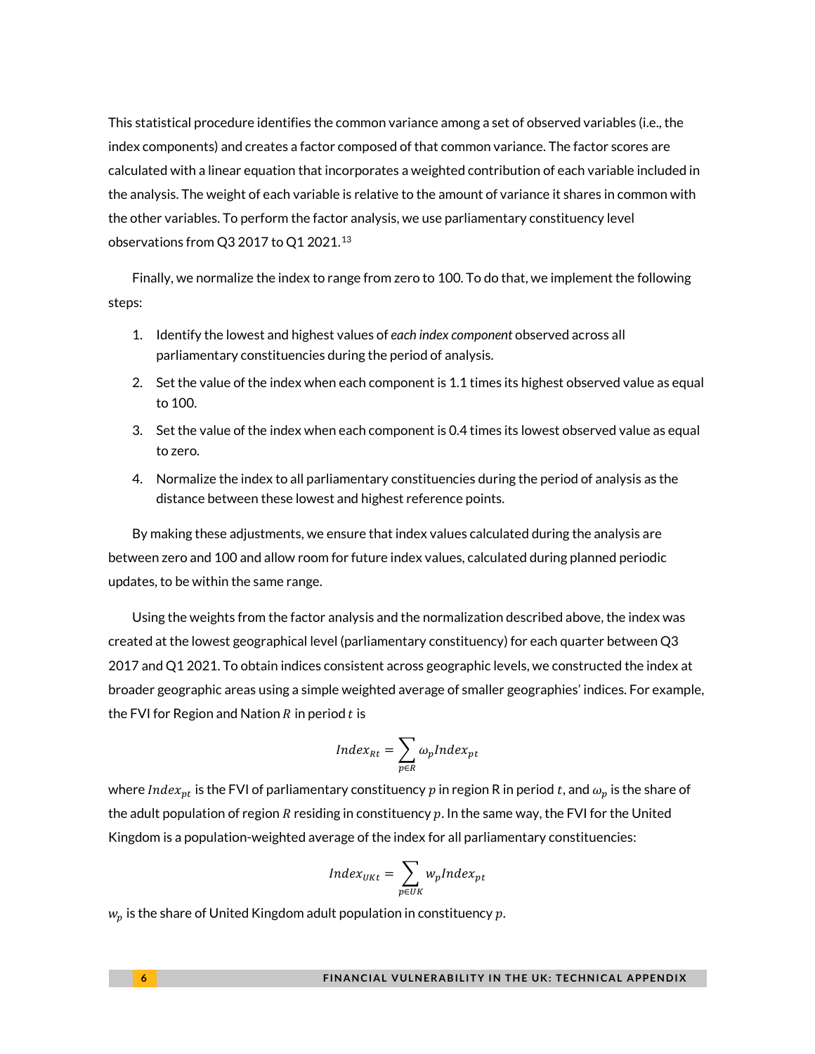This statistical procedure identifies the common variance among a set of observed variables (i.e., the index components) and creates a factor composed of that common variance. The factor scores are calculated with a linear equation that incorporates a weighted contribution of each variable included in the analysis. The weight of each variable is relative to the amount of variance it shares in common with the other variables. To perform the factor analysis, we use parliamentary constituency level observations from Q3 2017 to Q1 2021.[13]

Finally, we normalize the index to range from zero to 100. To do that, we implement the following steps:

1. Identify the lowest and highest values of *each index component* observed across all parliamentary constituencies during the period of analysis.
2. Set the value of the index when each component is 1.1 times its highest observed value as equal to 100.
3. Set the value of the index when each component is 0.4 times its lowest observed value as equal to zero.
4. Normalize the index to all parliamentary constituencies during the period of analysis as the distance between these lowest and highest reference points.

By making these adjustments, we ensure that index values calculated during the analysis are between zero and 100 and allow room for future index values, calculated during planned periodic updates, to be within the same range.

Using the weights from the factor analysis and the normalization described above, the index was created at the lowest geographical level (parliamentary constituency) for each quarter between Q3 2017 and Q1 2021. To obtain indices consistent across geographic levels, we constructed the index at broader geographic areas using a simple weighted average of smaller geographies' indices. For example, the FVI for Region and Nation $R$ in period $t$ is

$$Index_{Rt} = \sum_{p \in R} \omega_p Index_{pt}$$

where $Index_{pt}$ is the FVI of parliamentary constituency $p$ in region R in period $t$, and $\omega_p$ is the share of the adult population of region $R$ residing in constituency $p$. In the same way, the FVI for the United Kingdom is a population-weighted average of the index for all parliamentary constituencies:

$$Index_{UKt} = \sum_{p \in UK} w_p Index_{pt}$$

$w_p$ is the share of United Kingdom adult population in constituency $p$.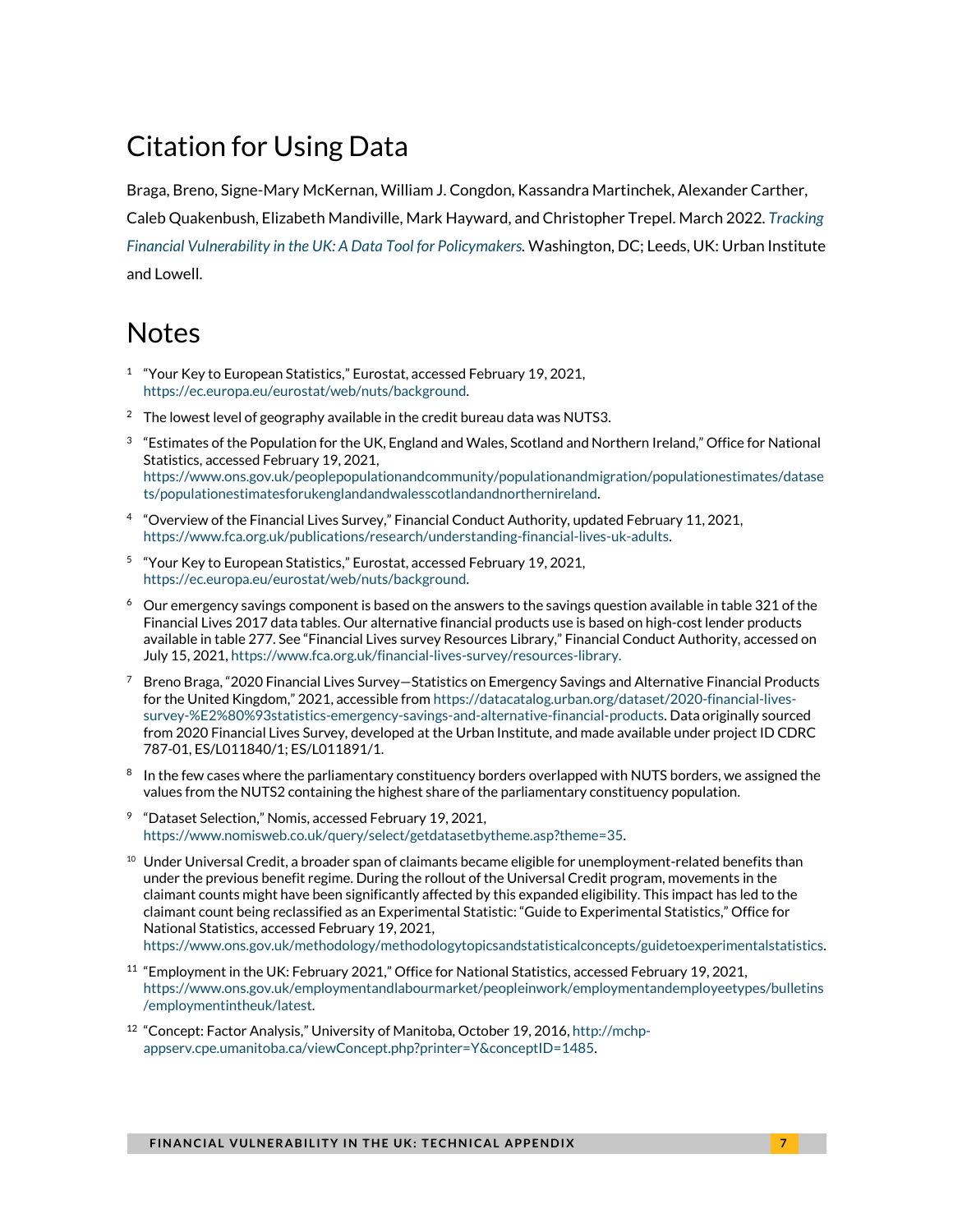## Citation for Using Data

Braga, Breno, Signe-Mary McKernan, William J. Congdon, Kassandra Martinchek, Alexander Carther, Caleb Quakenbush, Elizabeth Mandiville, Mark Hayward, and Christopher Trepel. March 2022. *Tracking Financial Vulnerability in the UK: A Data Tool for Policymakers.* Washington, DC; Leeds, UK: Urban Institute and Lowell.

## Notes

1. "Your Key to European Statistics," Eurostat, accessed February 19, 2021, https://ec.europa.eu/eurostat/web/nuts/background.
2. The lowest level of geography available in the credit bureau data was NUTS3.
3. "Estimates of the Population for the UK, England and Wales, Scotland and Northern Ireland," Office for National Statistics, accessed February 19, 2021, https://www.ons.gov.uk/peoplepopulationandcommunity/populationandmigration/populationestimates/datasets/populationestimatesforukenglandandwalesscotlandandnorthernireland.
4. "Overview of the Financial Lives Survey," Financial Conduct Authority, updated February 11, 2021, https://www.fca.org.uk/publications/research/understanding-financial-lives-uk-adults.
5. "Your Key to European Statistics," Eurostat, accessed February 19, 2021, https://ec.europa.eu/eurostat/web/nuts/background.
6. Our emergency savings component is based on the answers to the savings question available in table 321 of the Financial Lives 2017 data tables. Our alternative financial products use is based on high-cost lender products available in table 277. See "Financial Lives survey Resources Library," Financial Conduct Authority, accessed on July 15, 2021, https://www.fca.org.uk/financial-lives-survey/resources-library.
7. Breno Braga, "2020 Financial Lives Survey—Statistics on Emergency Savings and Alternative Financial Products for the United Kingdom," 2021, accessible from https://datacatalog.urban.org/dataset/2020-financial-lives-survey-%E2%80%93statistics-emergency-savings-and-alternative-financial-products. Data originally sourced from 2020 Financial Lives Survey, developed at the Urban Institute, and made available under project ID CDRC 787-01, ES/L011840/1; ES/L011891/1.
8. In the few cases where the parliamentary constituency borders overlapped with NUTS borders, we assigned the values from the NUTS2 containing the highest share of the parliamentary constituency population.
9. "Dataset Selection," Nomis, accessed February 19, 2021, https://www.nomisweb.co.uk/query/select/getdatasetbytheme.asp?theme=35.
10. Under Universal Credit, a broader span of claimants became eligible for unemployment-related benefits than under the previous benefit regime. During the rollout of the Universal Credit program, movements in the claimant counts might have been significantly affected by this expanded eligibility. This impact has led to the claimant count being reclassified as an Experimental Statistic: "Guide to Experimental Statistics," Office for National Statistics, accessed February 19, 2021, https://www.ons.gov.uk/methodology/methodologytopicsandstatisticalconcepts/guidetoexperimentalstatistics.
11. "Employment in the UK: February 2021," Office for National Statistics, accessed February 19, 2021, https://www.ons.gov.uk/employmentandlabourmarket/peopleinwork/employmentandemployeetypes/bulletins/employmentintheuk/latest.
12. "Concept: Factor Analysis," University of Manitoba, October 19, 2016, http://mchp-appserv.cpe.umanitoba.ca/viewConcept.php?printer=Y&conceptID=1485.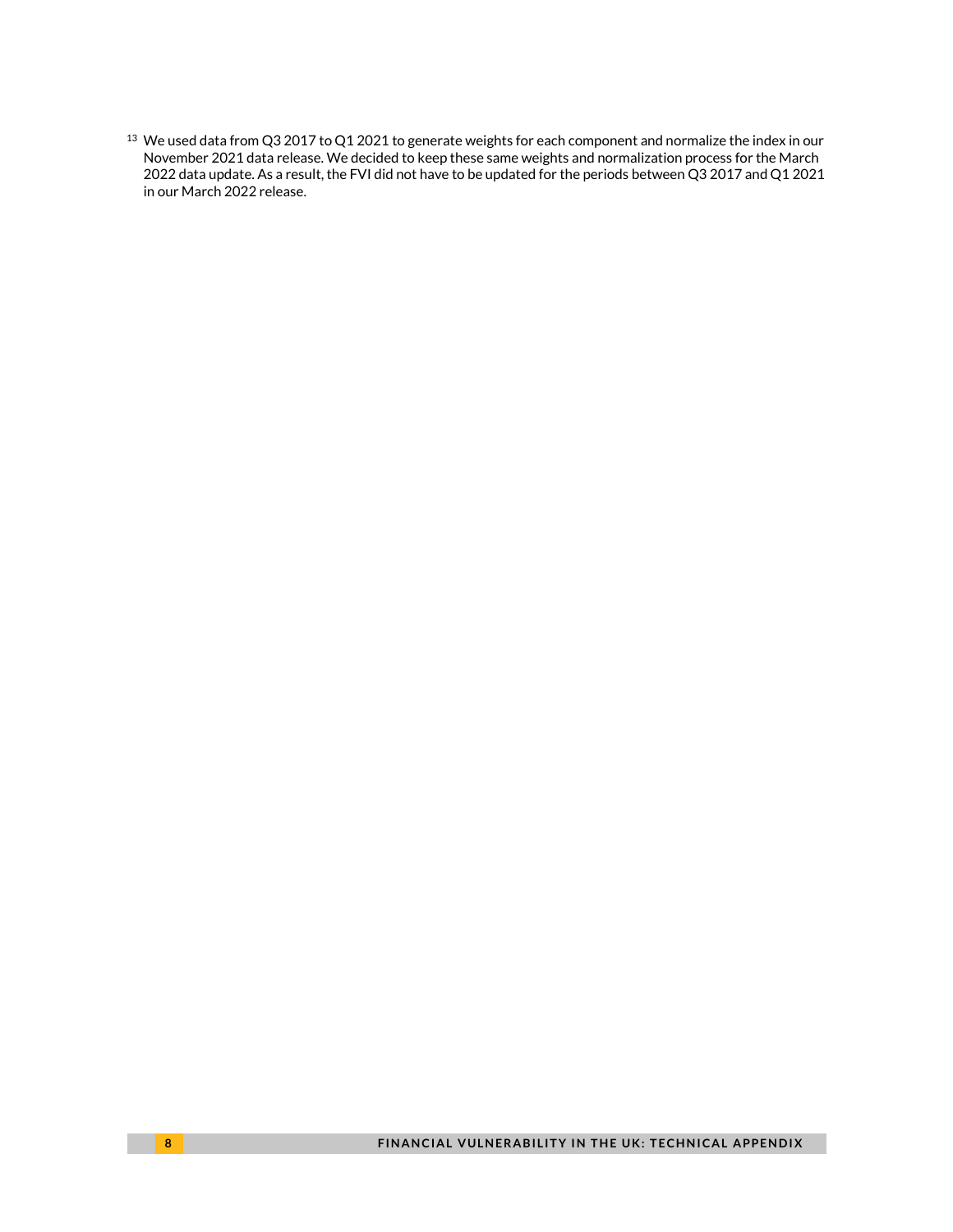[13] We used data from Q3 2017 to Q1 2021 to generate weights for each component and normalize the index in our November 2021 data release. We decided to keep these same weights and normalization process for the March 2022 data update. As a result, the FVI did not have to be updated for the periods between Q3 2017 and Q1 2021 in our March 2022 release.